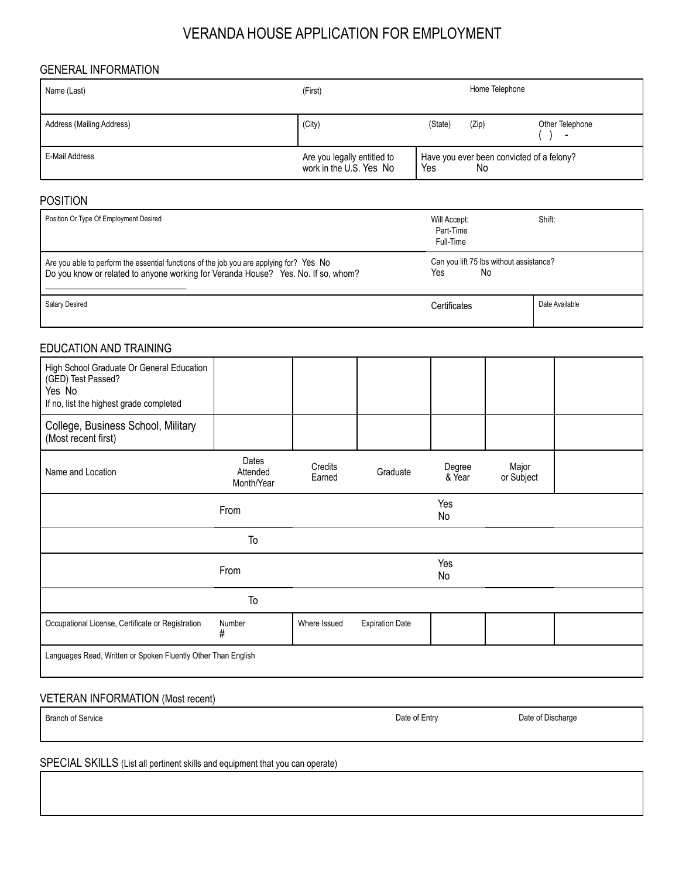# VERANDA HOUSE APPLICATION FOR EMPLOYMENT

## GENERAL INFORMATION

| Name (Last) | (First) | | Home Telephone | |
|---|---|---|---|---|
| Address (Mailing Address) | (City) | (State) | (Zip) | Other Telephone ( ) - |
| E-Mail Address | Are you legally entitled to work in the U.S. Yes No | Have you ever been convicted of a felony? Yes No | | |

## POSITION

| Position Or Type Of Employment Desired | Will Accept: Part-Time Full-Time | Shift: |
|---|---|---|
| Are you able to perform the essential functions of the job you are applying for? Yes No<br>Do you know or related to anyone working for Veranda House? Yes. No. If so, whom?<br>________________________________ | Can you lift 75 lbs without assistance? Yes No | |
| Salary Desired | Certificates | Date Available |

## EDUCATION AND TRAINING

| High School Graduate Or General Education (GED) Test Passed? Yes No If no, list the highest grade completed | | | | | | |
|---|---|---|---|---|---|---|
| College, Business School, Military (Most recent first) | | | | | | |
| Name and Location | Dates Attended Month/Year | Credits Earned | Graduate | Degree & Year | Major or Subject | |
| | From | | | Yes No | | |
| | To | | | | | |
| | From | | | Yes No | | |
| | To | | | | | |
| Occupational License, Certificate or Registration | Number # | Where Issued | Expiration Date | | | |
| Languages Read, Written or Spoken Fluently Other Than English | | | | | | |

## VETERAN INFORMATION (Most recent)

| Branch of Service | Date of Entry | Date of Discharge |
|---|---|---|
| | | |

## SPECIAL SKILLS (List all pertinent skills and equipment that you can operate)

| |
|---|
| |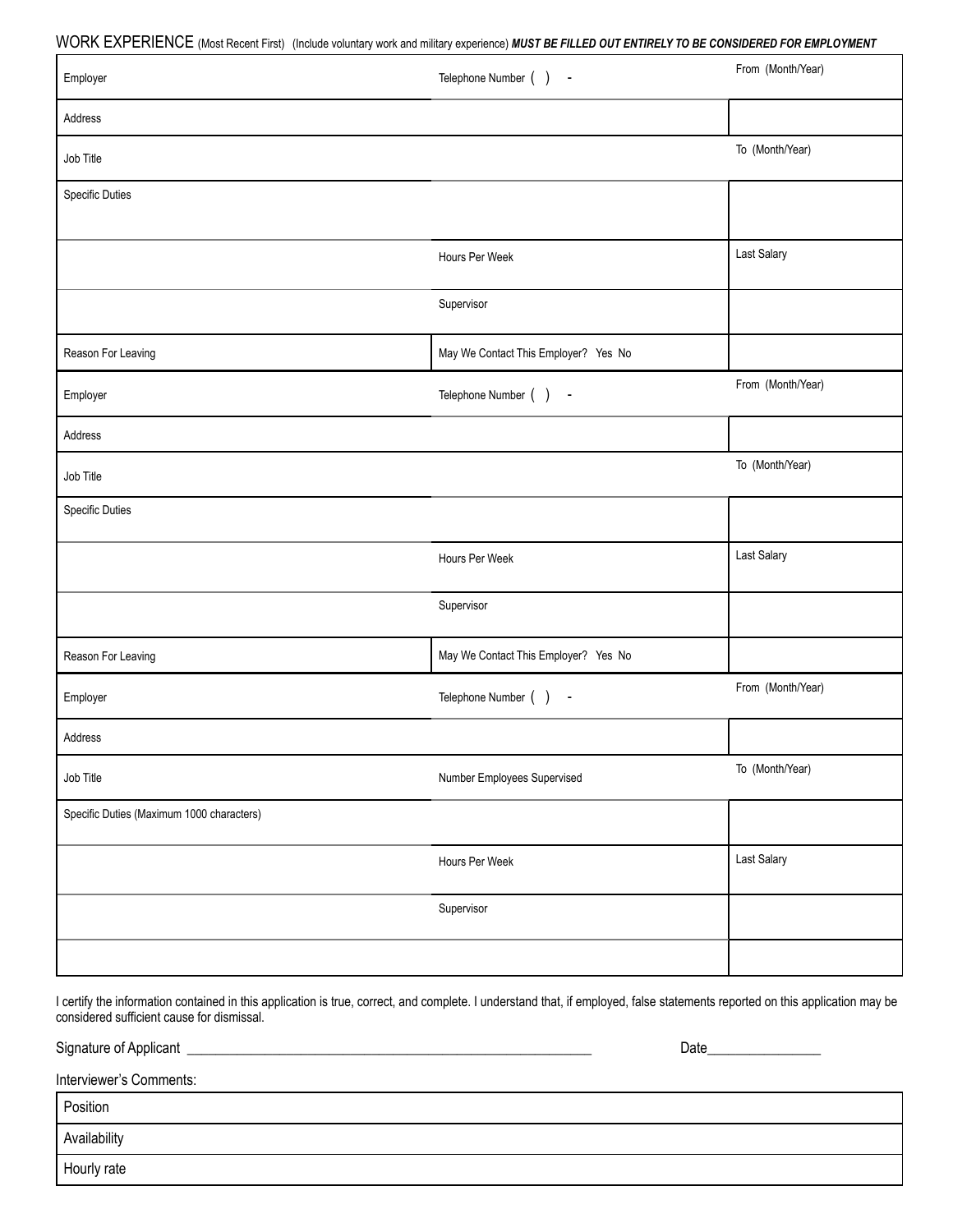WORK EXPERIENCE (Most Recent First) (Include voluntary work and military experience) ***MUST BE FILLED OUT ENTIRELY TO BE CONSIDERED FOR EMPLOYMENT***

| | | |
|---|---|---|
| Employer | Telephone Number ( ) - | From (Month/Year) |
| Address | | |
| Job Title | | To (Month/Year) |
| Specific Duties | | |
| | Hours Per Week | Last Salary |
| | Supervisor | |
| Reason For Leaving | May We Contact This Employer? Yes No | |

| | | |
|---|---|---|
| Employer | Telephone Number ( ) - | From (Month/Year) |
| Address | | |
| Job Title | | To (Month/Year) |
| Specific Duties | | |
| | Hours Per Week | Last Salary |
| | Supervisor | |
| Reason For Leaving | May We Contact This Employer? Yes No | |

| | | |
|---|---|---|
| Employer | Telephone Number ( ) - | From (Month/Year) |
| Address | | |
| Job Title | Number Employees Supervised | To (Month/Year) |
| Specific Duties (Maximum 1000 characters) | | |
| | Hours Per Week | Last Salary |
| | Supervisor | |
| | | |

I certify the information contained in this application is true, correct, and complete. I understand that, if employed, false statements reported on this application may be considered sufficient cause for dismissal.

Signature of Applicant _______________________________________________ Date________________

Interviewer's Comments:

| |
|---|
| Position |
| Availability |
| Hourly rate |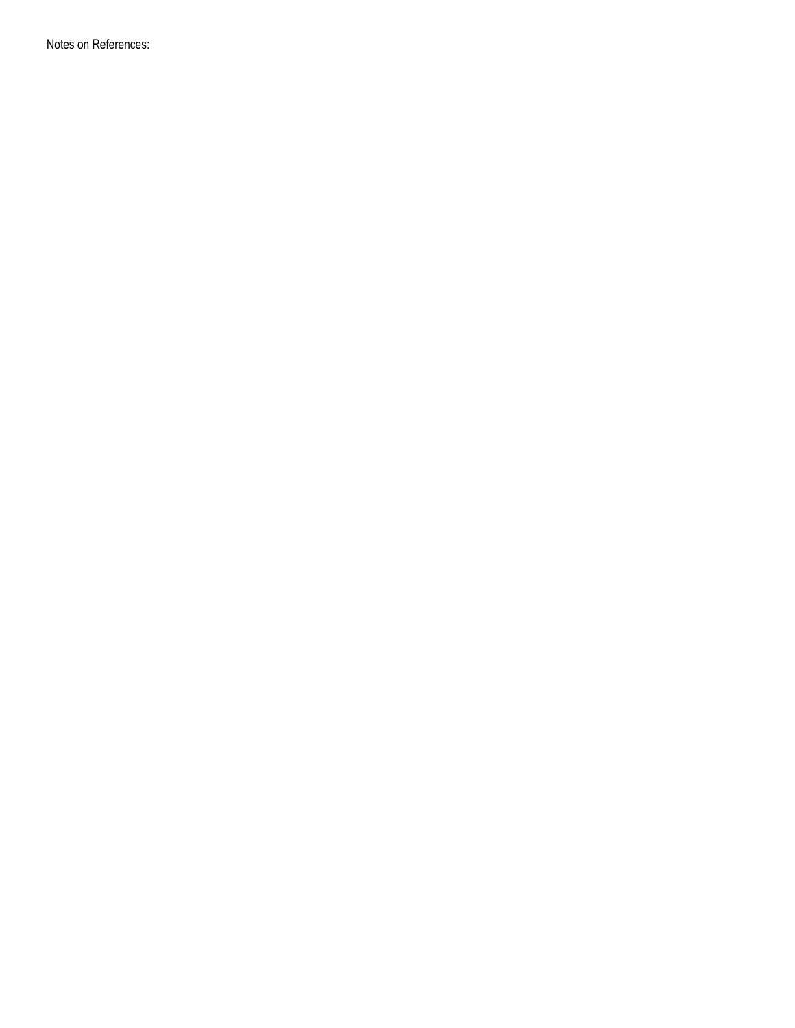Notes on References: